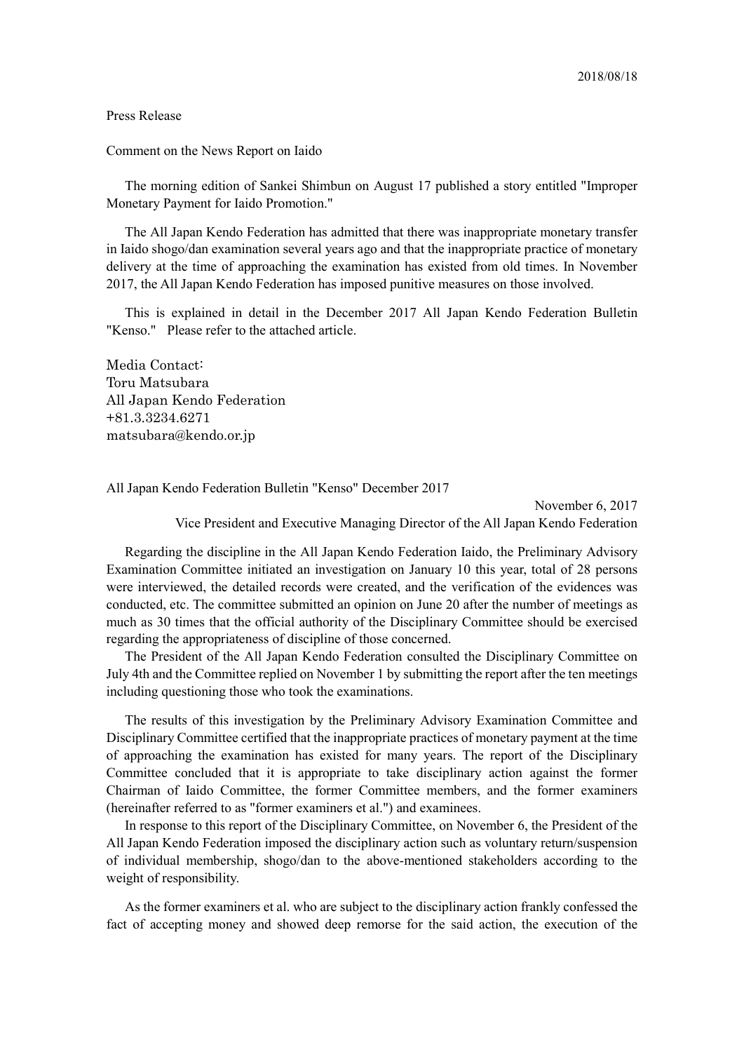2018/08/18

Press Release

Comment on the News Report on Iaido

The morning edition of Sankei Shimbun on August 17 published a story entitled "Improper Monetary Payment for Iaido Promotion."

The All Japan Kendo Federation has admitted that there was inappropriate monetary transfer in Iaido shogo/dan examination several years ago and that the inappropriate practice of monetary delivery at the time of approaching the examination has existed from old times. In November 2017, the All Japan Kendo Federation has imposed punitive measures on those involved.

This is explained in detail in the December 2017 All Japan Kendo Federation Bulletin "Kenso." Please refer to the attached article.

Media Contact:
Toru Matsubara
All Japan Kendo Federation
+81.3.3234.6271
matsubara@kendo.or.jp

All Japan Kendo Federation Bulletin "Kenso" December 2017

November 6, 2017
Vice President and Executive Managing Director of the All Japan Kendo Federation

Regarding the discipline in the All Japan Kendo Federation Iaido, the Preliminary Advisory Examination Committee initiated an investigation on January 10 this year, total of 28 persons were interviewed, the detailed records were created, and the verification of the evidences was conducted, etc. The committee submitted an opinion on June 20 after the number of meetings as much as 30 times that the official authority of the Disciplinary Committee should be exercised regarding the appropriateness of discipline of those concerned.

The President of the All Japan Kendo Federation consulted the Disciplinary Committee on July 4th and the Committee replied on November 1 by submitting the report after the ten meetings including questioning those who took the examinations.

The results of this investigation by the Preliminary Advisory Examination Committee and Disciplinary Committee certified that the inappropriate practices of monetary payment at the time of approaching the examination has existed for many years. The report of the Disciplinary Committee concluded that it is appropriate to take disciplinary action against the former Chairman of Iaido Committee, the former Committee members, and the former examiners (hereinafter referred to as "former examiners et al.") and examinees.

In response to this report of the Disciplinary Committee, on November 6, the President of the All Japan Kendo Federation imposed the disciplinary action such as voluntary return/suspension of individual membership, shogo/dan to the above-mentioned stakeholders according to the weight of responsibility.

As the former examiners et al. who are subject to the disciplinary action frankly confessed the fact of accepting money and showed deep remorse for the said action, the execution of the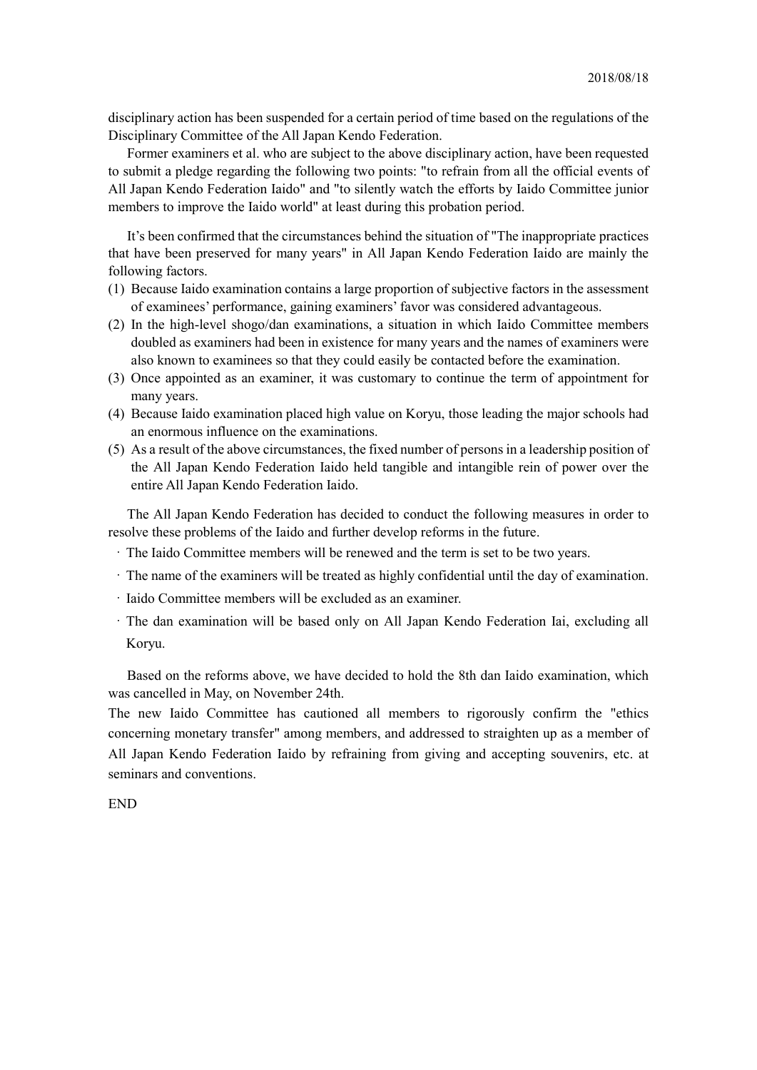2018/08/18

disciplinary action has been suspended for a certain period of time based on the regulations of the Disciplinary Committee of the All Japan Kendo Federation.

Former examiners et al. who are subject to the above disciplinary action, have been requested to submit a pledge regarding the following two points: "to refrain from all the official events of All Japan Kendo Federation Iaido" and "to silently watch the efforts by Iaido Committee junior members to improve the Iaido world" at least during this probation period.

It's been confirmed that the circumstances behind the situation of "The inappropriate practices that have been preserved for many years" in All Japan Kendo Federation Iaido are mainly the following factors.

(1) Because Iaido examination contains a large proportion of subjective factors in the assessment of examinees' performance, gaining examiners' favor was considered advantageous.
(2) In the high-level shogo/dan examinations, a situation in which Iaido Committee members doubled as examiners had been in existence for many years and the names of examiners were also known to examinees so that they could easily be contacted before the examination.
(3) Once appointed as an examiner, it was customary to continue the term of appointment for many years.
(4) Because Iaido examination placed high value on Koryu, those leading the major schools had an enormous influence on the examinations.
(5) As a result of the above circumstances, the fixed number of persons in a leadership position of the All Japan Kendo Federation Iaido held tangible and intangible rein of power over the entire All Japan Kendo Federation Iaido.

The All Japan Kendo Federation has decided to conduct the following measures in order to resolve these problems of the Iaido and further develop reforms in the future.

- The Iaido Committee members will be renewed and the term is set to be two years.
- The name of the examiners will be treated as highly confidential until the day of examination.
- Iaido Committee members will be excluded as an examiner.
- The dan examination will be based only on All Japan Kendo Federation Iai, excluding all Koryu.

Based on the reforms above, we have decided to hold the 8th dan Iaido examination, which was cancelled in May, on November 24th.

The new Iaido Committee has cautioned all members to rigorously confirm the "ethics concerning monetary transfer" among members, and addressed to straighten up as a member of All Japan Kendo Federation Iaido by refraining from giving and accepting souvenirs, etc. at seminars and conventions.

END